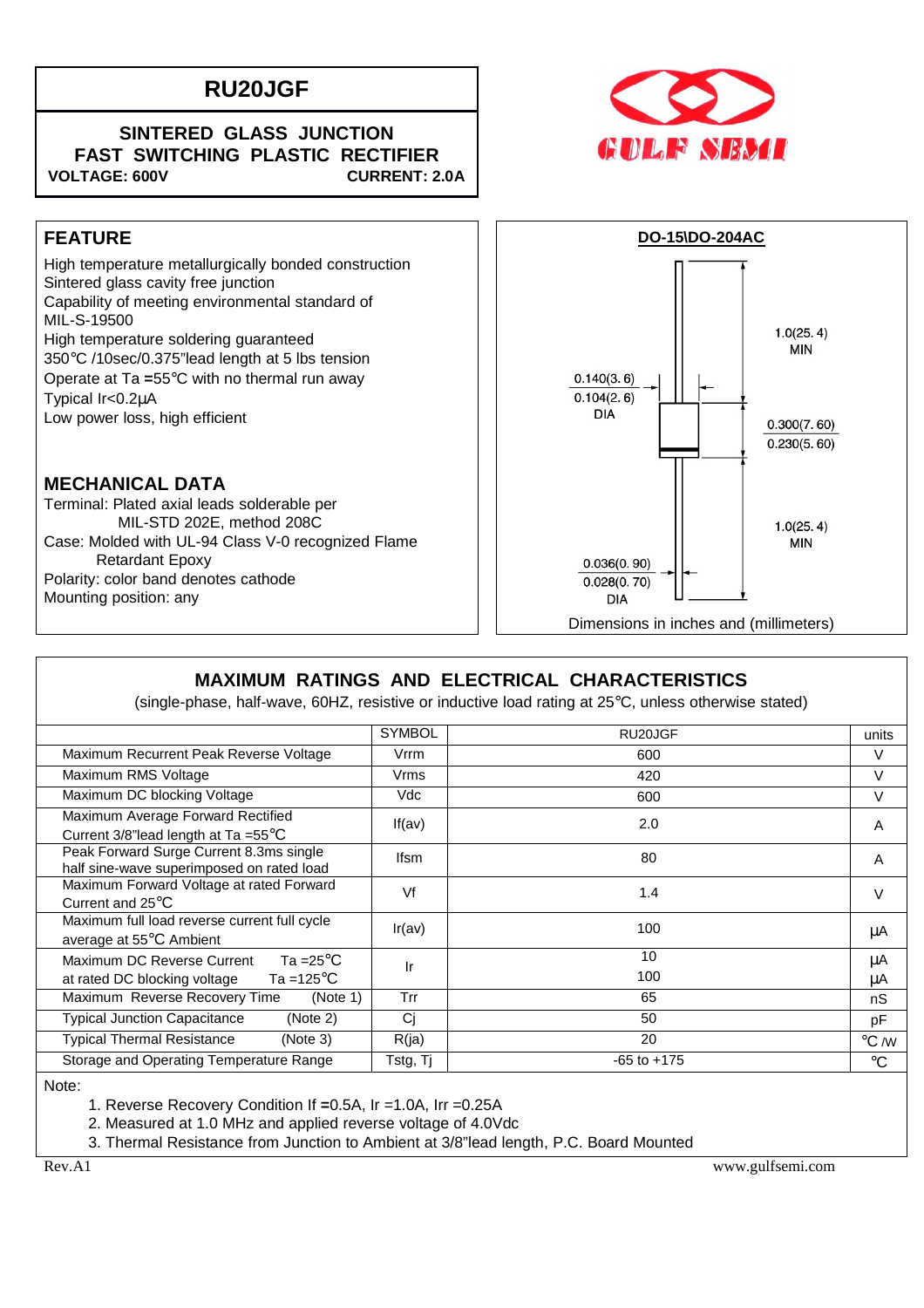# RU20JGF

**SINTERED GLASS JUNCTION**
**FAST SWITCHING PLASTIC RECTIFIER**
**VOLTAGE: 600V** **CURRENT: 2.0A**

GULF SEMI

## FEATURE

High temperature metallurgically bonded construction
Sintered glass cavity free junction
Capability of meeting environmental standard of MIL-S-19500
High temperature soldering guaranteed
350°C /10sec/0.375"lead length at 5 lbs tension
Operate at Ta =55°C with no thermal run away
Typical Ir<0.2μA
Low power loss, high efficient

## MECHANICAL DATA

Terminal: Plated axial leads solderable per MIL-STD 202E, method 208C
Case: Molded with UL-94 Class V-0 recognized Flame Retardant Epoxy
Polarity: color band denotes cathode
Mounting position: any

**DO-15\DO-204AC**

1.0(25.4) MIN
0.140(3.6)
0.104(2.6)
DIA
0.300(7.60)
0.230(5.60)
1.0(25.4) MIN
0.036(0.90)
0.028(0.70)
DIA

Dimensions in inches and (millimeters)

## MAXIMUM RATINGS AND ELECTRICAL CHARACTERISTICS

(single-phase, half-wave, 60HZ, resistive or inductive load rating at 25°C, unless otherwise stated)

| | SYMBOL | RU20JGF | units |
|---|---|---|---|
| Maximum Recurrent Peak Reverse Voltage | Vrrm | 600 | V |
| Maximum RMS Voltage | Vrms | 420 | V |
| Maximum DC blocking Voltage | Vdc | 600 | V |
| Maximum Average Forward Rectified Current 3/8"lead length at Ta =55°C | If(av) | 2.0 | A |
| Peak Forward Surge Current 8.3ms single half sine-wave superimposed on rated load | Ifsm | 80 | A |
| Maximum Forward Voltage at rated Forward Current and 25°C | Vf | 1.4 | V |
| Maximum full load reverse current full cycle average at 55°C Ambient | Ir(av) | 100 | μA |
| Maximum DC Reverse Current Ta =25°C at rated DC blocking voltage Ta =125°C | Ir | 10<br>100 | μA<br>μA |
| Maximum Reverse Recovery Time (Note 1) | Trr | 65 | nS |
| Typical Junction Capacitance (Note 2) | Cj | 50 | pF |
| Typical Thermal Resistance (Note 3) | R(ja) | 20 | °C /W |
| Storage and Operating Temperature Range | Tstg, Tj | -65 to +175 | °C |

Note:

1. Reverse Recovery Condition If =0.5A, Ir =1.0A, Irr =0.25A
2. Measured at 1.0 MHz and applied reverse voltage of 4.0Vdc
3. Thermal Resistance from Junction to Ambient at 3/8"lead length, P.C. Board Mounted

Rev.A1 www.gulfsemi.com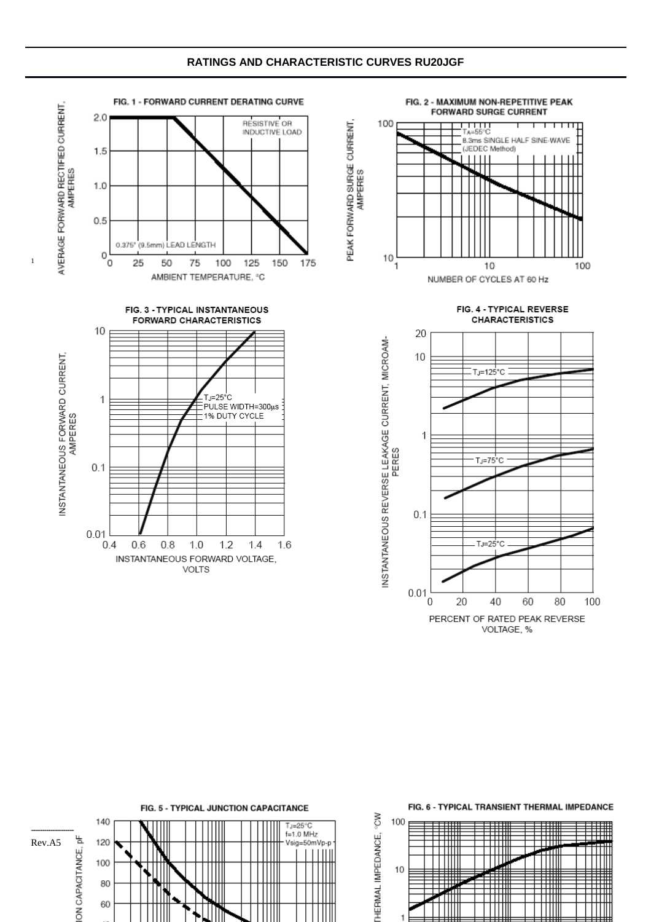## RATINGS AND CHARACTERISTIC CURVES RU20JGF

FIG. 1 - FORWARD CURRENT DERATING CURVE

AVERAGE FORWARD RECTIFIED CURRENT, AMPERES

2.0
1.5
1.0
0.5
0

RESISTIVE OR INDUCTIVE LOAD

0.375" (9.5mm) LEAD LENGTH

0 25 50 75 100 125 150 175

AMBIENT TEMPERATURE, °C

FIG. 2 - MAXIMUM NON-REPETITIVE PEAK FORWARD SURGE CURRENT

PEAK FORWARD SURGE CURRENT, AMPERES

100
10

$T_A$=55°C
8.3ms SINGLE HALF SINE-WAVE
(JEDEC Method)

1 10 100

NUMBER OF CYCLES AT 60 Hz

FIG. 3 - TYPICAL INSTANTANEOUS FORWARD CHARACTERISTICS

INSTANTANEOUS FORWARD CURRENT, AMPERES

10
1
0.1
0.01

$T_J$=25°C
PULSE WIDTH=300μs
1% DUTY CYCLE

0.4 0.6 0.8 1.0 1.2 1.4 1.6

INSTANTANEOUS FORWARD VOLTAGE, VOLTS

FIG. 4 - TYPICAL REVERSE CHARACTERISTICS

INSTANTANEOUS REVERSE LEAKAGE CURRENT, MICROAMPERES

20
10
1
0.1
0.01

$T_J$=125°C
$T_J$=75°C
$T_J$=25°C

0 20 40 60 80 100

PERCENT OF RATED PEAK REVERSE VOLTAGE, %

FIG. 5 - TYPICAL JUNCTION CAPACITANCE

JUNCTION CAPACITANCE, pF

140
120
100
80
60

$T_J$=25°C
f=1.0 MHz
Vsig=50mVp-p

FIG. 6 - TYPICAL TRANSIENT THERMAL IMPEDANCE

THERMAL IMPEDANCE, °CW

100
10
1

Rev.A5